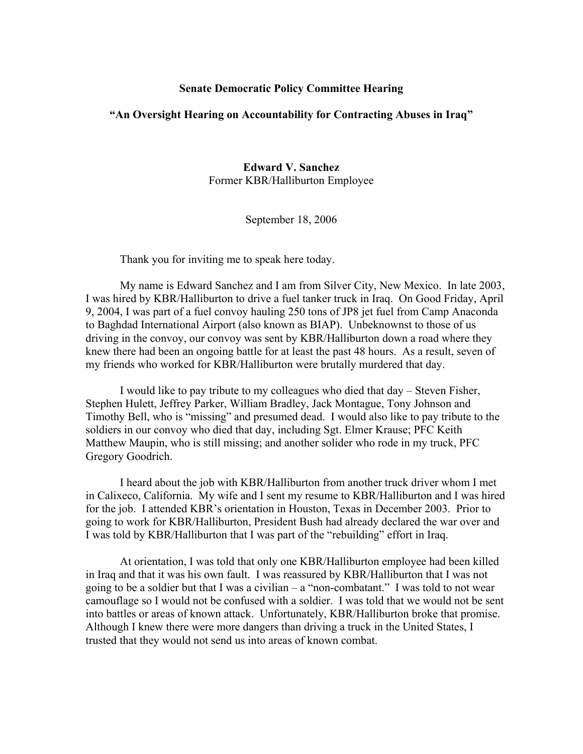**Senate Democratic Policy Committee Hearing**

**"An Oversight Hearing on Accountability for Contracting Abuses in Iraq"**

**Edward V. Sanchez**
Former KBR/Halliburton Employee

September 18, 2006

Thank you for inviting me to speak here today.

My name is Edward Sanchez and I am from Silver City, New Mexico. In late 2003, I was hired by KBR/Halliburton to drive a fuel tanker truck in Iraq. On Good Friday, April 9, 2004, I was part of a fuel convoy hauling 250 tons of JP8 jet fuel from Camp Anaconda to Baghdad International Airport (also known as BIAP). Unbeknownst to those of us driving in the convoy, our convoy was sent by KBR/Halliburton down a road where they knew there had been an ongoing battle for at least the past 48 hours. As a result, seven of my friends who worked for KBR/Halliburton were brutally murdered that day.

I would like to pay tribute to my colleagues who died that day – Steven Fisher, Stephen Hulett, Jeffrey Parker, William Bradley, Jack Montague, Tony Johnson and Timothy Bell, who is "missing" and presumed dead. I would also like to pay tribute to the soldiers in our convoy who died that day, including Sgt. Elmer Krause; PFC Keith Matthew Maupin, who is still missing; and another solider who rode in my truck, PFC Gregory Goodrich.

I heard about the job with KBR/Halliburton from another truck driver whom I met in Calixeco, California. My wife and I sent my resume to KBR/Halliburton and I was hired for the job. I attended KBR's orientation in Houston, Texas in December 2003. Prior to going to work for KBR/Halliburton, President Bush had already declared the war over and I was told by KBR/Halliburton that I was part of the "rebuilding" effort in Iraq.

At orientation, I was told that only one KBR/Halliburton employee had been killed in Iraq and that it was his own fault. I was reassured by KBR/Halliburton that I was not going to be a soldier but that I was a civilian – a "non-combatant." I was told to not wear camouflage so I would not be confused with a soldier. I was told that we would not be sent into battles or areas of known attack. Unfortunately, KBR/Halliburton broke that promise. Although I knew there were more dangers than driving a truck in the United States, I trusted that they would not send us into areas of known combat.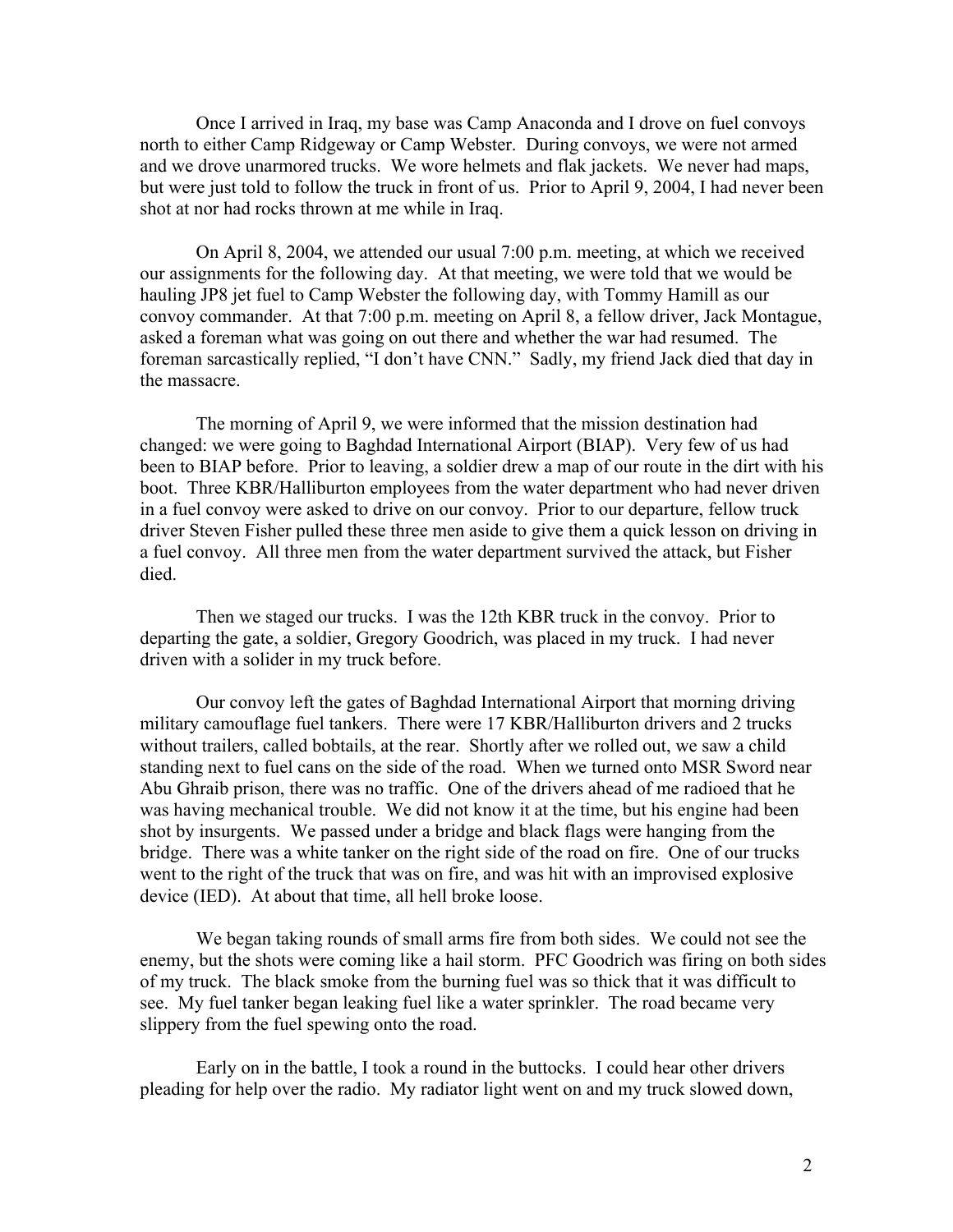Once I arrived in Iraq, my base was Camp Anaconda and I drove on fuel convoys north to either Camp Ridgeway or Camp Webster. During convoys, we were not armed and we drove unarmored trucks. We wore helmets and flak jackets. We never had maps, but were just told to follow the truck in front of us. Prior to April 9, 2004, I had never been shot at nor had rocks thrown at me while in Iraq.

On April 8, 2004, we attended our usual 7:00 p.m. meeting, at which we received our assignments for the following day. At that meeting, we were told that we would be hauling JP8 jet fuel to Camp Webster the following day, with Tommy Hamill as our convoy commander. At that 7:00 p.m. meeting on April 8, a fellow driver, Jack Montague, asked a foreman what was going on out there and whether the war had resumed. The foreman sarcastically replied, "I don't have CNN." Sadly, my friend Jack died that day in the massacre.

The morning of April 9, we were informed that the mission destination had changed: we were going to Baghdad International Airport (BIAP). Very few of us had been to BIAP before. Prior to leaving, a soldier drew a map of our route in the dirt with his boot. Three KBR/Halliburton employees from the water department who had never driven in a fuel convoy were asked to drive on our convoy. Prior to our departure, fellow truck driver Steven Fisher pulled these three men aside to give them a quick lesson on driving in a fuel convoy. All three men from the water department survived the attack, but Fisher died.

Then we staged our trucks. I was the 12th KBR truck in the convoy. Prior to departing the gate, a soldier, Gregory Goodrich, was placed in my truck. I had never driven with a solider in my truck before.

Our convoy left the gates of Baghdad International Airport that morning driving military camouflage fuel tankers. There were 17 KBR/Halliburton drivers and 2 trucks without trailers, called bobtails, at the rear. Shortly after we rolled out, we saw a child standing next to fuel cans on the side of the road. When we turned onto MSR Sword near Abu Ghraib prison, there was no traffic. One of the drivers ahead of me radioed that he was having mechanical trouble. We did not know it at the time, but his engine had been shot by insurgents. We passed under a bridge and black flags were hanging from the bridge. There was a white tanker on the right side of the road on fire. One of our trucks went to the right of the truck that was on fire, and was hit with an improvised explosive device (IED). At about that time, all hell broke loose.

We began taking rounds of small arms fire from both sides. We could not see the enemy, but the shots were coming like a hail storm. PFC Goodrich was firing on both sides of my truck. The black smoke from the burning fuel was so thick that it was difficult to see. My fuel tanker began leaking fuel like a water sprinkler. The road became very slippery from the fuel spewing onto the road.

Early on in the battle, I took a round in the buttocks. I could hear other drivers pleading for help over the radio. My radiator light went on and my truck slowed down,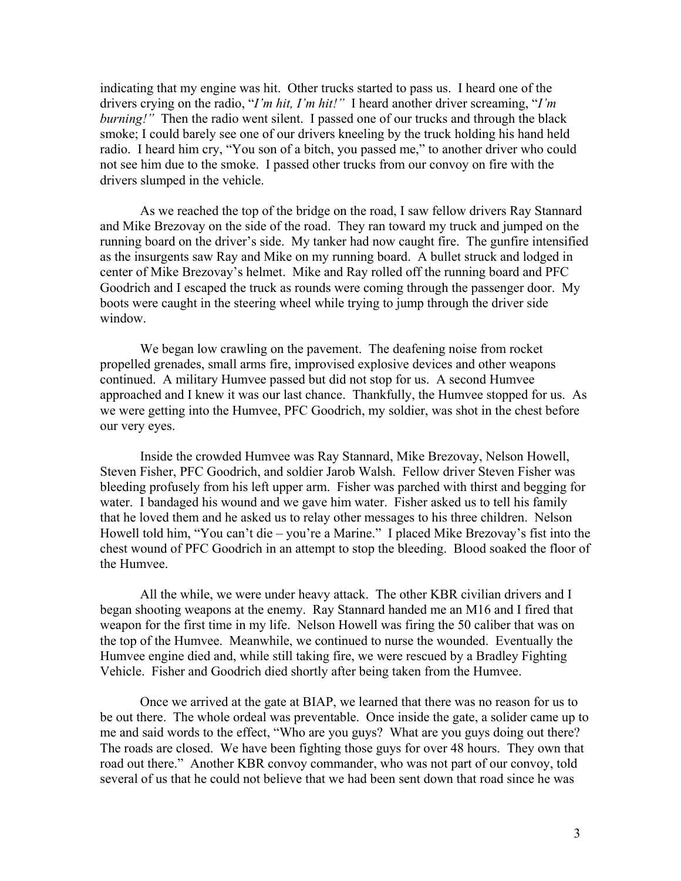indicating that my engine was hit. Other trucks started to pass us. I heard one of the drivers crying on the radio, "*I'm hit, I'm hit!*" I heard another driver screaming, "*I'm burning!*" Then the radio went silent. I passed one of our trucks and through the black smoke; I could barely see one of our drivers kneeling by the truck holding his hand held radio. I heard him cry, "You son of a bitch, you passed me," to another driver who could not see him due to the smoke. I passed other trucks from our convoy on fire with the drivers slumped in the vehicle.

As we reached the top of the bridge on the road, I saw fellow drivers Ray Stannard and Mike Brezovay on the side of the road. They ran toward my truck and jumped on the running board on the driver's side. My tanker had now caught fire. The gunfire intensified as the insurgents saw Ray and Mike on my running board. A bullet struck and lodged in center of Mike Brezovay's helmet. Mike and Ray rolled off the running board and PFC Goodrich and I escaped the truck as rounds were coming through the passenger door. My boots were caught in the steering wheel while trying to jump through the driver side window.

We began low crawling on the pavement. The deafening noise from rocket propelled grenades, small arms fire, improvised explosive devices and other weapons continued. A military Humvee passed but did not stop for us. A second Humvee approached and I knew it was our last chance. Thankfully, the Humvee stopped for us. As we were getting into the Humvee, PFC Goodrich, my soldier, was shot in the chest before our very eyes.

Inside the crowded Humvee was Ray Stannard, Mike Brezovay, Nelson Howell, Steven Fisher, PFC Goodrich, and soldier Jarob Walsh. Fellow driver Steven Fisher was bleeding profusely from his left upper arm. Fisher was parched with thirst and begging for water. I bandaged his wound and we gave him water. Fisher asked us to tell his family that he loved them and he asked us to relay other messages to his three children. Nelson Howell told him, "You can't die – you're a Marine." I placed Mike Brezovay's fist into the chest wound of PFC Goodrich in an attempt to stop the bleeding. Blood soaked the floor of the Humvee.

All the while, we were under heavy attack. The other KBR civilian drivers and I began shooting weapons at the enemy. Ray Stannard handed me an M16 and I fired that weapon for the first time in my life. Nelson Howell was firing the 50 caliber that was on the top of the Humvee. Meanwhile, we continued to nurse the wounded. Eventually the Humvee engine died and, while still taking fire, we were rescued by a Bradley Fighting Vehicle. Fisher and Goodrich died shortly after being taken from the Humvee.

Once we arrived at the gate at BIAP, we learned that there was no reason for us to be out there. The whole ordeal was preventable. Once inside the gate, a solider came up to me and said words to the effect, "Who are you guys? What are you guys doing out there? The roads are closed. We have been fighting those guys for over 48 hours. They own that road out there." Another KBR convoy commander, who was not part of our convoy, told several of us that he could not believe that we had been sent down that road since he was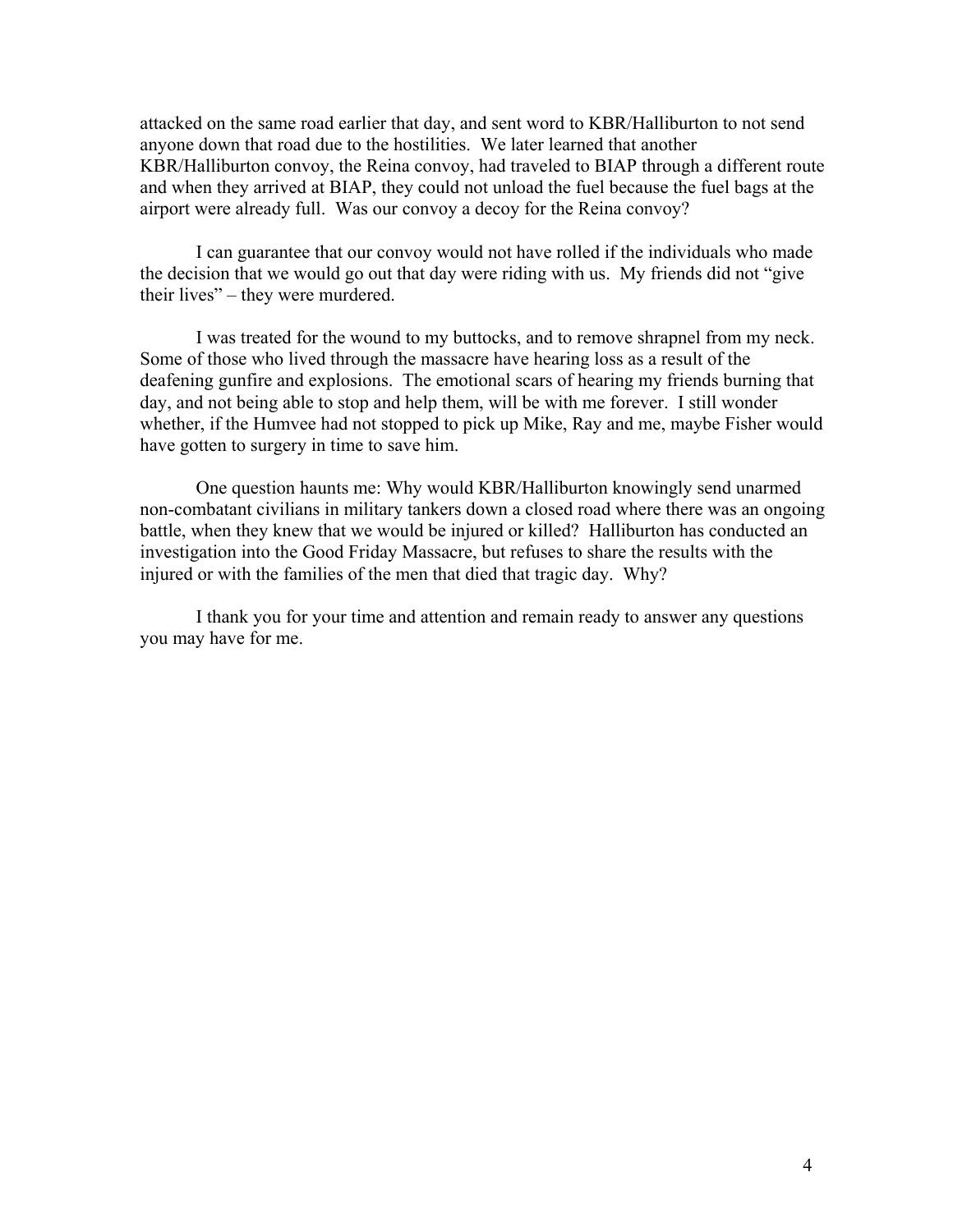attacked on the same road earlier that day, and sent word to KBR/Halliburton to not send anyone down that road due to the hostilities. We later learned that another KBR/Halliburton convoy, the Reina convoy, had traveled to BIAP through a different route and when they arrived at BIAP, they could not unload the fuel because the fuel bags at the airport were already full. Was our convoy a decoy for the Reina convoy?

I can guarantee that our convoy would not have rolled if the individuals who made the decision that we would go out that day were riding with us. My friends did not "give their lives" – they were murdered.

I was treated for the wound to my buttocks, and to remove shrapnel from my neck. Some of those who lived through the massacre have hearing loss as a result of the deafening gunfire and explosions. The emotional scars of hearing my friends burning that day, and not being able to stop and help them, will be with me forever. I still wonder whether, if the Humvee had not stopped to pick up Mike, Ray and me, maybe Fisher would have gotten to surgery in time to save him.

One question haunts me: Why would KBR/Halliburton knowingly send unarmed non-combatant civilians in military tankers down a closed road where there was an ongoing battle, when they knew that we would be injured or killed? Halliburton has conducted an investigation into the Good Friday Massacre, but refuses to share the results with the injured or with the families of the men that died that tragic day. Why?

I thank you for your time and attention and remain ready to answer any questions you may have for me.